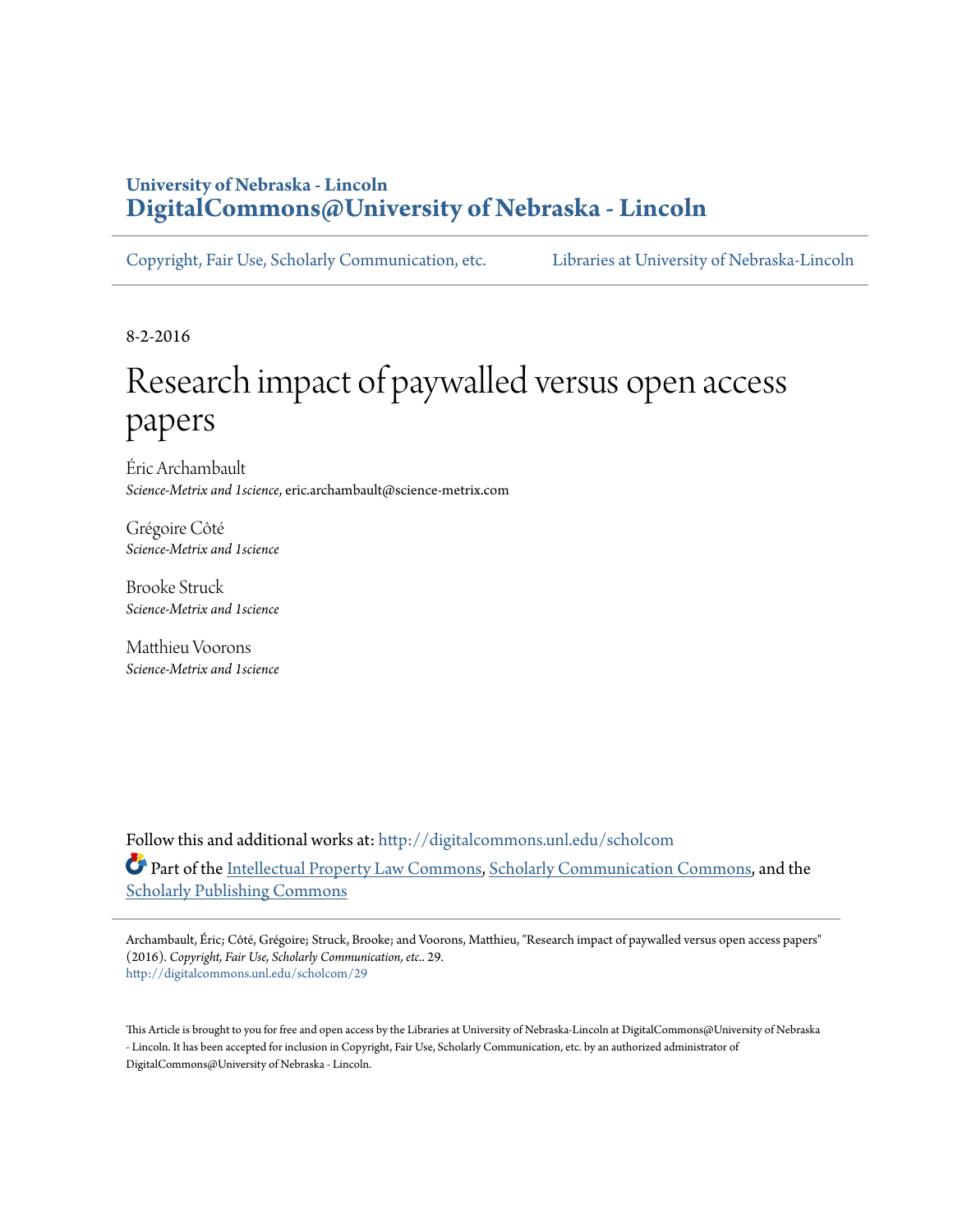University of Nebraska - Lincoln
**DigitalCommons@University of Nebraska - Lincoln**

Copyright, Fair Use, Scholarly Communication, etc. Libraries at University of Nebraska-Lincoln

8-2-2016

# Research impact of paywalled versus open access papers

Éric Archambault
*Science-Metrix and 1science*, eric.archambault@science-metrix.com

Grégoire Côté
*Science-Metrix and 1science*

Brooke Struck
*Science-Metrix and 1science*

Matthieu Voorons
*Science-Metrix and 1science*

Follow this and additional works at: http://digitalcommons.unl.edu/scholcom

Part of the Intellectual Property Law Commons, Scholarly Communication Commons, and the Scholarly Publishing Commons

Archambault, Éric; Côté, Grégoire; Struck, Brooke; and Voorons, Matthieu, "Research impact of paywalled versus open access papers" (2016). *Copyright, Fair Use, Scholarly Communication, etc.*. 29.
http://digitalcommons.unl.edu/scholcom/29

This Article is brought to you for free and open access by the Libraries at University of Nebraska-Lincoln at DigitalCommons@University of Nebraska - Lincoln. It has been accepted for inclusion in Copyright, Fair Use, Scholarly Communication, etc. by an authorized administrator of DigitalCommons@University of Nebraska - Lincoln.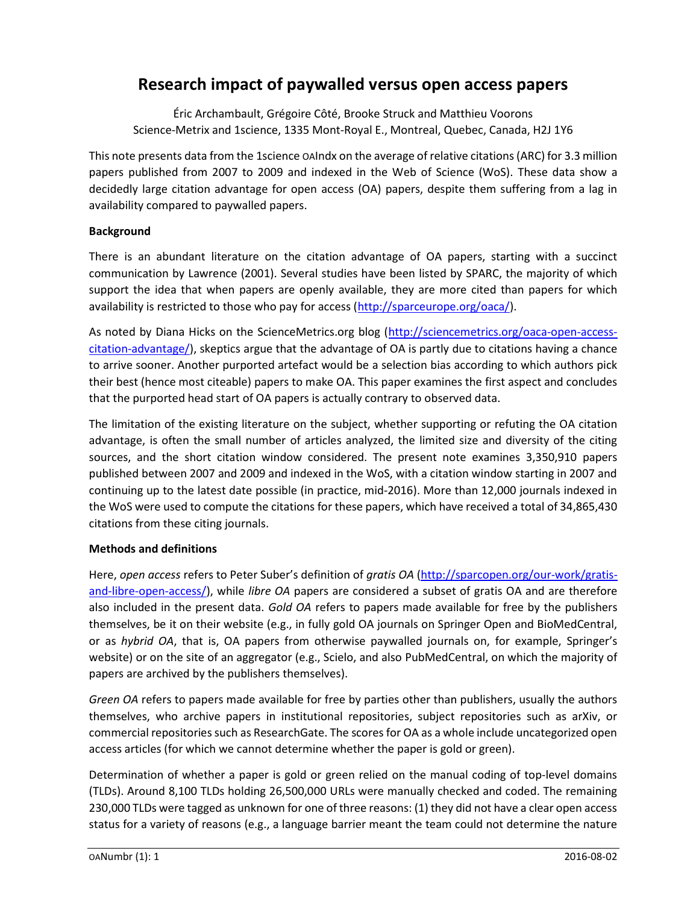# Research impact of paywalled versus open access papers

Éric Archambault, Grégoire Côté, Brooke Struck and Matthieu Voorons
Science-Metrix and 1science, 1335 Mont-Royal E., Montreal, Quebec, Canada, H2J 1Y6

This note presents data from the 1science OAIndx on the average of relative citations (ARC) for 3.3 million papers published from 2007 to 2009 and indexed in the Web of Science (WoS). These data show a decidedly large citation advantage for open access (OA) papers, despite them suffering from a lag in availability compared to paywalled papers.

**Background**

There is an abundant literature on the citation advantage of OA papers, starting with a succinct communication by Lawrence (2001). Several studies have been listed by SPARC, the majority of which support the idea that when papers are openly available, they are more cited than papers for which availability is restricted to those who pay for access (http://sparceurope.org/oaca/).

As noted by Diana Hicks on the ScienceMetrics.org blog (http://sciencemetrics.org/oaca-open-access-citation-advantage/), skeptics argue that the advantage of OA is partly due to citations having a chance to arrive sooner. Another purported artefact would be a selection bias according to which authors pick their best (hence most citeable) papers to make OA. This paper examines the first aspect and concludes that the purported head start of OA papers is actually contrary to observed data.

The limitation of the existing literature on the subject, whether supporting or refuting the OA citation advantage, is often the small number of articles analyzed, the limited size and diversity of the citing sources, and the short citation window considered. The present note examines 3,350,910 papers published between 2007 and 2009 and indexed in the WoS, with a citation window starting in 2007 and continuing up to the latest date possible (in practice, mid-2016). More than 12,000 journals indexed in the WoS were used to compute the citations for these papers, which have received a total of 34,865,430 citations from these citing journals.

**Methods and definitions**

Here, *open access* refers to Peter Suber's definition of *gratis OA* (http://sparcopen.org/our-work/gratis-and-libre-open-access/), while *libre OA* papers are considered a subset of gratis OA and are therefore also included in the present data. *Gold OA* refers to papers made available for free by the publishers themselves, be it on their website (e.g., in fully gold OA journals on Springer Open and BioMedCentral, or as *hybrid OA*, that is, OA papers from otherwise paywalled journals on, for example, Springer's website) or on the site of an aggregator (e.g., Scielo, and also PubMedCentral, on which the majority of papers are archived by the publishers themselves).

*Green OA* refers to papers made available for free by parties other than publishers, usually the authors themselves, who archive papers in institutional repositories, subject repositories such as arXiv, or commercial repositories such as ResearchGate. The scores for OA as a whole include uncategorized open access articles (for which we cannot determine whether the paper is gold or green).

Determination of whether a paper is gold or green relied on the manual coding of top-level domains (TLDs). Around 8,100 TLDs holding 26,500,000 URLs were manually checked and coded. The remaining 230,000 TLDs were tagged as unknown for one of three reasons: (1) they did not have a clear open access status for a variety of reasons (e.g., a language barrier meant the team could not determine the nature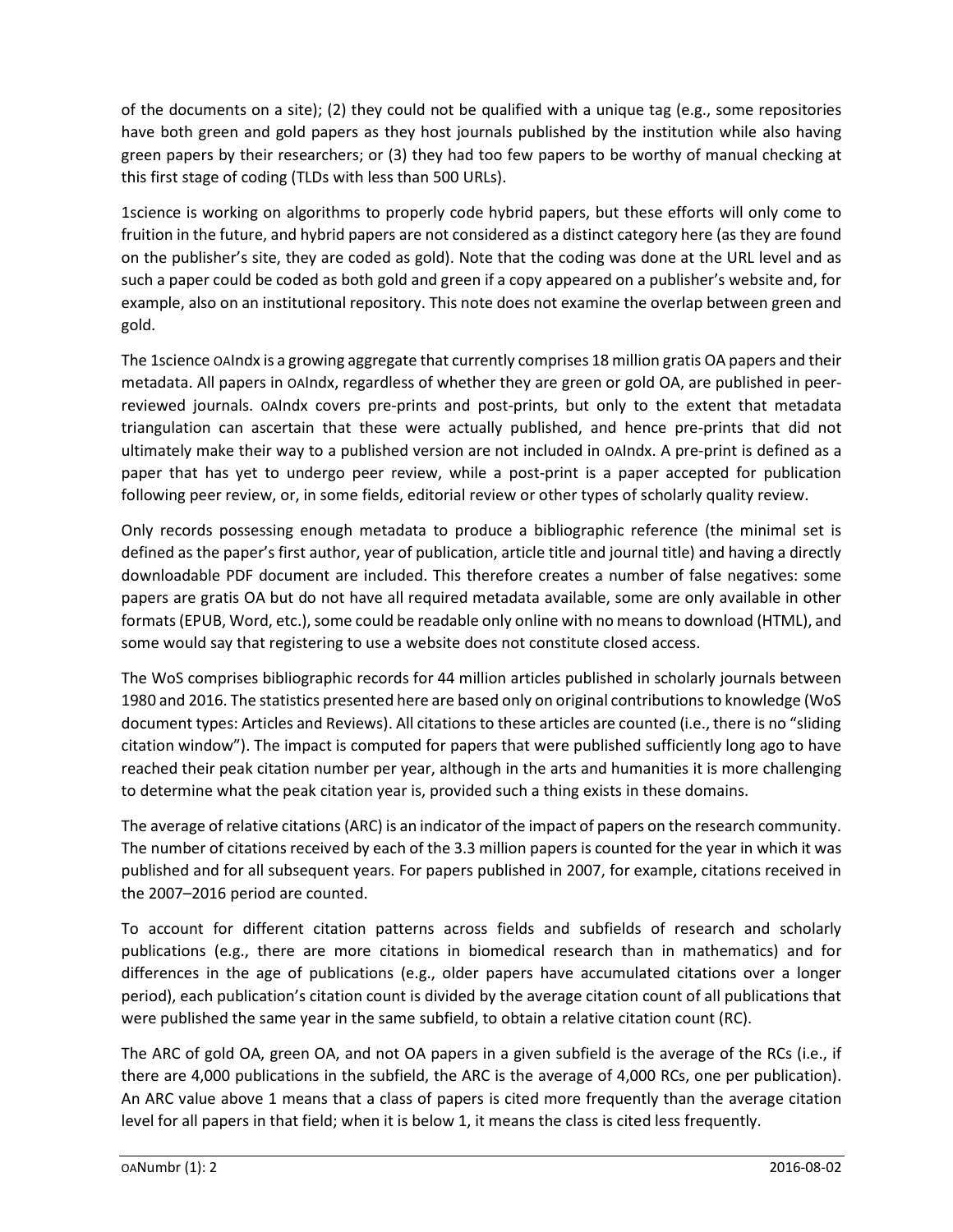of the documents on a site); (2) they could not be qualified with a unique tag (e.g., some repositories have both green and gold papers as they host journals published by the institution while also having green papers by their researchers; or (3) they had too few papers to be worthy of manual checking at this first stage of coding (TLDs with less than 500 URLs).

1science is working on algorithms to properly code hybrid papers, but these efforts will only come to fruition in the future, and hybrid papers are not considered as a distinct category here (as they are found on the publisher's site, they are coded as gold). Note that the coding was done at the URL level and as such a paper could be coded as both gold and green if a copy appeared on a publisher's website and, for example, also on an institutional repository. This note does not examine the overlap between green and gold.

The 1science OAIndx is a growing aggregate that currently comprises 18 million gratis OA papers and their metadata. All papers in OAIndx, regardless of whether they are green or gold OA, are published in peer-reviewed journals. OAIndx covers pre-prints and post-prints, but only to the extent that metadata triangulation can ascertain that these were actually published, and hence pre-prints that did not ultimately make their way to a published version are not included in OAIndx. A pre-print is defined as a paper that has yet to undergo peer review, while a post-print is a paper accepted for publication following peer review, or, in some fields, editorial review or other types of scholarly quality review.

Only records possessing enough metadata to produce a bibliographic reference (the minimal set is defined as the paper's first author, year of publication, article title and journal title) and having a directly downloadable PDF document are included. This therefore creates a number of false negatives: some papers are gratis OA but do not have all required metadata available, some are only available in other formats (EPUB, Word, etc.), some could be readable only online with no means to download (HTML), and some would say that registering to use a website does not constitute closed access.

The WoS comprises bibliographic records for 44 million articles published in scholarly journals between 1980 and 2016. The statistics presented here are based only on original contributions to knowledge (WoS document types: Articles and Reviews). All citations to these articles are counted (i.e., there is no "sliding citation window"). The impact is computed for papers that were published sufficiently long ago to have reached their peak citation number per year, although in the arts and humanities it is more challenging to determine what the peak citation year is, provided such a thing exists in these domains.

The average of relative citations (ARC) is an indicator of the impact of papers on the research community. The number of citations received by each of the 3.3 million papers is counted for the year in which it was published and for all subsequent years. For papers published in 2007, for example, citations received in the 2007–2016 period are counted.

To account for different citation patterns across fields and subfields of research and scholarly publications (e.g., there are more citations in biomedical research than in mathematics) and for differences in the age of publications (e.g., older papers have accumulated citations over a longer period), each publication's citation count is divided by the average citation count of all publications that were published the same year in the same subfield, to obtain a relative citation count (RC).

The ARC of gold OA, green OA, and not OA papers in a given subfield is the average of the RCs (i.e., if there are 4,000 publications in the subfield, the ARC is the average of 4,000 RCs, one per publication). An ARC value above 1 means that a class of papers is cited more frequently than the average citation level for all papers in that field; when it is below 1, it means the class is cited less frequently.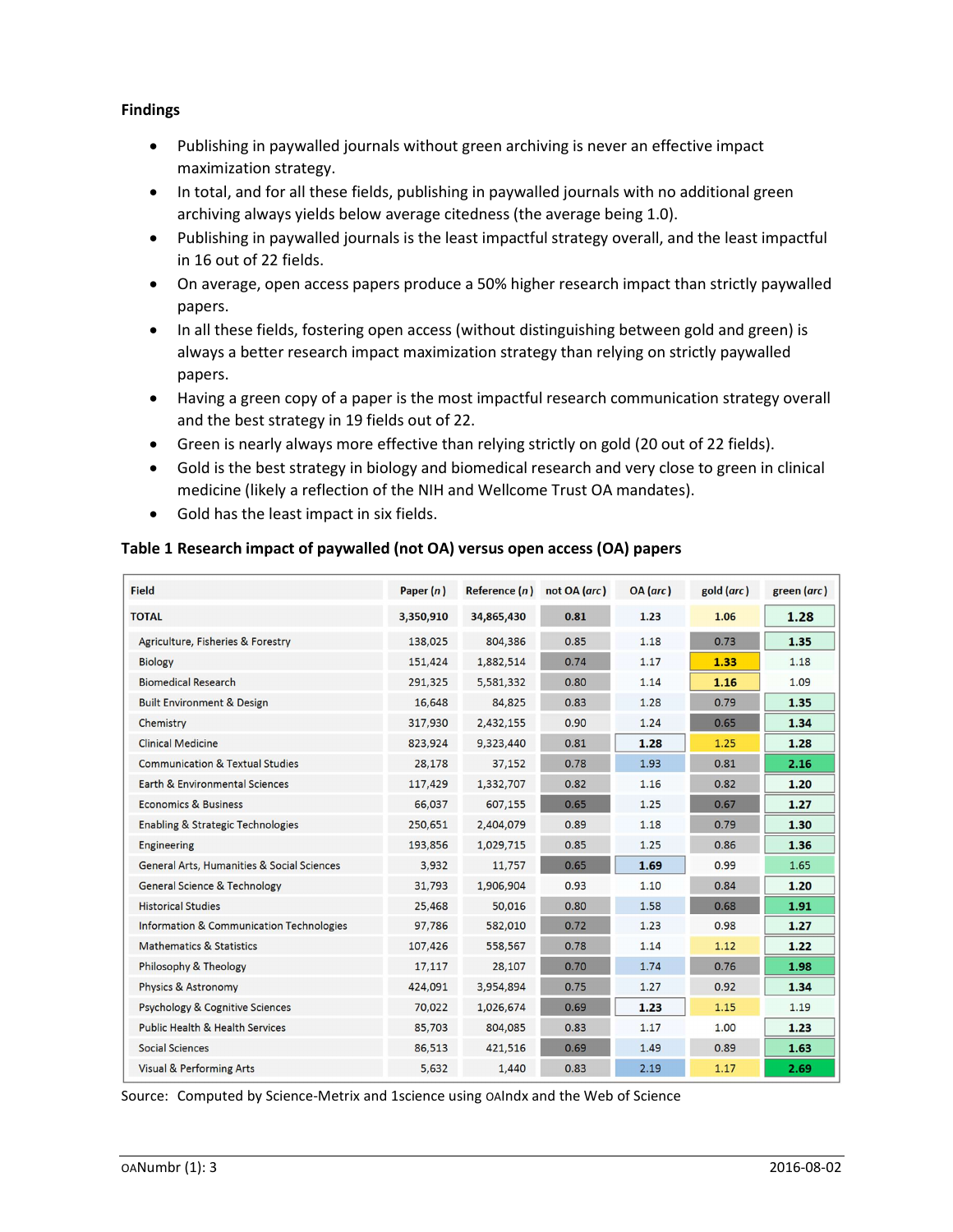**Findings**

- Publishing in paywalled journals without green archiving is never an effective impact maximization strategy.
- In total, and for all these fields, publishing in paywalled journals with no additional green archiving always yields below average citedness (the average being 1.0).
- Publishing in paywalled journals is the least impactful strategy overall, and the least impactful in 16 out of 22 fields.
- On average, open access papers produce a 50% higher research impact than strictly paywalled papers.
- In all these fields, fostering open access (without distinguishing between gold and green) is always a better research impact maximization strategy than relying on strictly paywalled papers.
- Having a green copy of a paper is the most impactful research communication strategy overall and the best strategy in 19 fields out of 22.
- Green is nearly always more effective than relying strictly on gold (20 out of 22 fields).
- Gold is the best strategy in biology and biomedical research and very close to green in clinical medicine (likely a reflection of the NIH and Wellcome Trust OA mandates).
- Gold has the least impact in six fields.

**Table 1 Research impact of paywalled (not OA) versus open access (OA) papers**

| Field | Paper (*n*) | Reference (*n*) | not OA (*arc*) | OA (*arc*) | gold (*arc*) | green (*arc*) |
|---|---|---|---|---|---|---|
| **TOTAL** | **3,350,910** | **34,865,430** | **0.81** | **1.23** | **1.06** | **1.28** |
| Agriculture, Fisheries & Forestry | 138,025 | 804,386 | 0.85 | 1.18 | 0.73 | **1.35** |
| Biology | 151,424 | 1,882,514 | 0.74 | 1.17 | **1.33** | 1.18 |
| Biomedical Research | 291,325 | 5,581,332 | 0.80 | 1.14 | **1.16** | 1.09 |
| Built Environment & Design | 16,648 | 84,825 | 0.83 | 1.28 | 0.79 | **1.35** |
| Chemistry | 317,930 | 2,432,155 | 0.90 | 1.24 | 0.65 | **1.34** |
| Clinical Medicine | 823,924 | 9,323,440 | 0.81 | **1.28** | 1.25 | **1.28** |
| Communication & Textual Studies | 28,178 | 37,152 | 0.78 | 1.93 | 0.81 | **2.16** |
| Earth & Environmental Sciences | 117,429 | 1,332,707 | 0.82 | 1.16 | 0.82 | **1.20** |
| Economics & Business | 66,037 | 607,155 | 0.65 | 1.25 | 0.67 | **1.27** |
| Enabling & Strategic Technologies | 250,651 | 2,404,079 | 0.89 | 1.18 | 0.79 | **1.30** |
| Engineering | 193,856 | 1,029,715 | 0.85 | 1.25 | 0.86 | **1.36** |
| General Arts, Humanities & Social Sciences | 3,932 | 11,757 | 0.65 | **1.69** | 0.99 | 1.65 |
| General Science & Technology | 31,793 | 1,906,904 | 0.93 | 1.10 | 0.84 | **1.20** |
| Historical Studies | 25,468 | 50,016 | 0.80 | 1.58 | 0.68 | **1.91** |
| Information & Communication Technologies | 97,786 | 582,010 | 0.72 | 1.23 | 0.98 | **1.27** |
| Mathematics & Statistics | 107,426 | 558,567 | 0.78 | 1.14 | 1.12 | **1.22** |
| Philosophy & Theology | 17,117 | 28,107 | 0.70 | 1.74 | 0.76 | **1.98** |
| Physics & Astronomy | 424,091 | 3,954,894 | 0.75 | 1.27 | 0.92 | **1.34** |
| Psychology & Cognitive Sciences | 70,022 | 1,026,674 | 0.69 | **1.23** | 1.15 | 1.19 |
| Public Health & Health Services | 85,703 | 804,085 | 0.83 | 1.17 | 1.00 | **1.23** |
| Social Sciences | 86,513 | 421,516 | 0.69 | 1.49 | 0.89 | **1.63** |
| Visual & Performing Arts | 5,632 | 1,440 | 0.83 | 2.19 | 1.17 | **2.69** |

Source: Computed by Science-Metrix and 1science using OAIndx and the Web of Science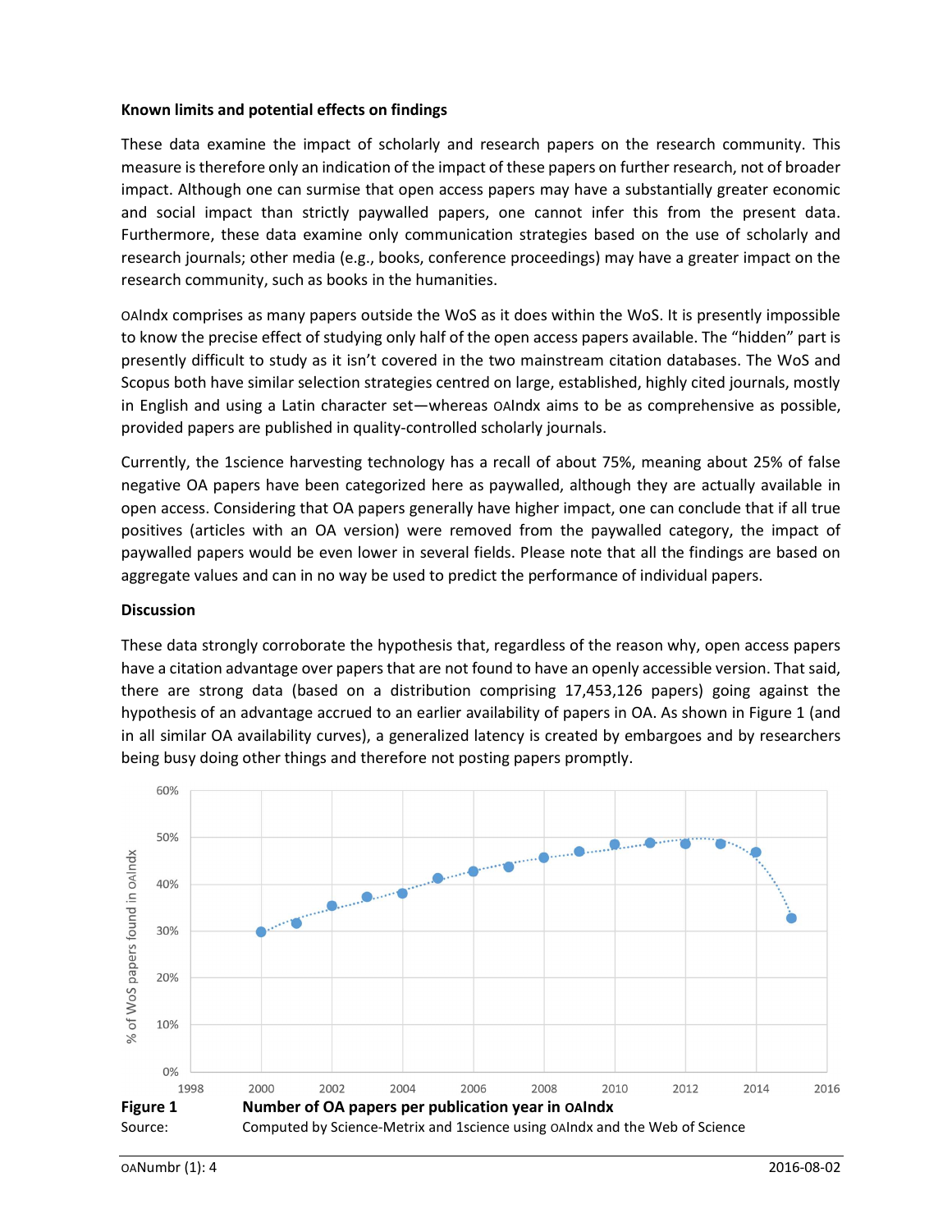**Known limits and potential effects on findings**

These data examine the impact of scholarly and research papers on the research community. This measure is therefore only an indication of the impact of these papers on further research, not of broader impact. Although one can surmise that open access papers may have a substantially greater economic and social impact than strictly paywalled papers, one cannot infer this from the present data. Furthermore, these data examine only communication strategies based on the use of scholarly and research journals; other media (e.g., books, conference proceedings) may have a greater impact on the research community, such as books in the humanities.

OAIndx comprises as many papers outside the WoS as it does within the WoS. It is presently impossible to know the precise effect of studying only half of the open access papers available. The "hidden" part is presently difficult to study as it isn't covered in the two mainstream citation databases. The WoS and Scopus both have similar selection strategies centred on large, established, highly cited journals, mostly in English and using a Latin character set—whereas OAIndx aims to be as comprehensive as possible, provided papers are published in quality-controlled scholarly journals.

Currently, the 1science harvesting technology has a recall of about 75%, meaning about 25% of false negative OA papers have been categorized here as paywalled, although they are actually available in open access. Considering that OA papers generally have higher impact, one can conclude that if all true positives (articles with an OA version) were removed from the paywalled category, the impact of paywalled papers would be even lower in several fields. Please note that all the findings are based on aggregate values and can in no way be used to predict the performance of individual papers.

**Discussion**

These data strongly corroborate the hypothesis that, regardless of the reason why, open access papers have a citation advantage over papers that are not found to have an openly accessible version. That said, there are strong data (based on a distribution comprising 17,453,126 papers) going against the hypothesis of an advantage accrued to an earlier availability of papers in OA. As shown in Figure 1 (and in all similar OA availability curves), a generalized latency is created by embargoes and by researchers being busy doing other things and therefore not posting papers promptly.

**Figure 1** **Number of OA papers per publication year in OAIndx**

Source: Computed by Science-Metrix and 1science using OAIndx and the Web of Science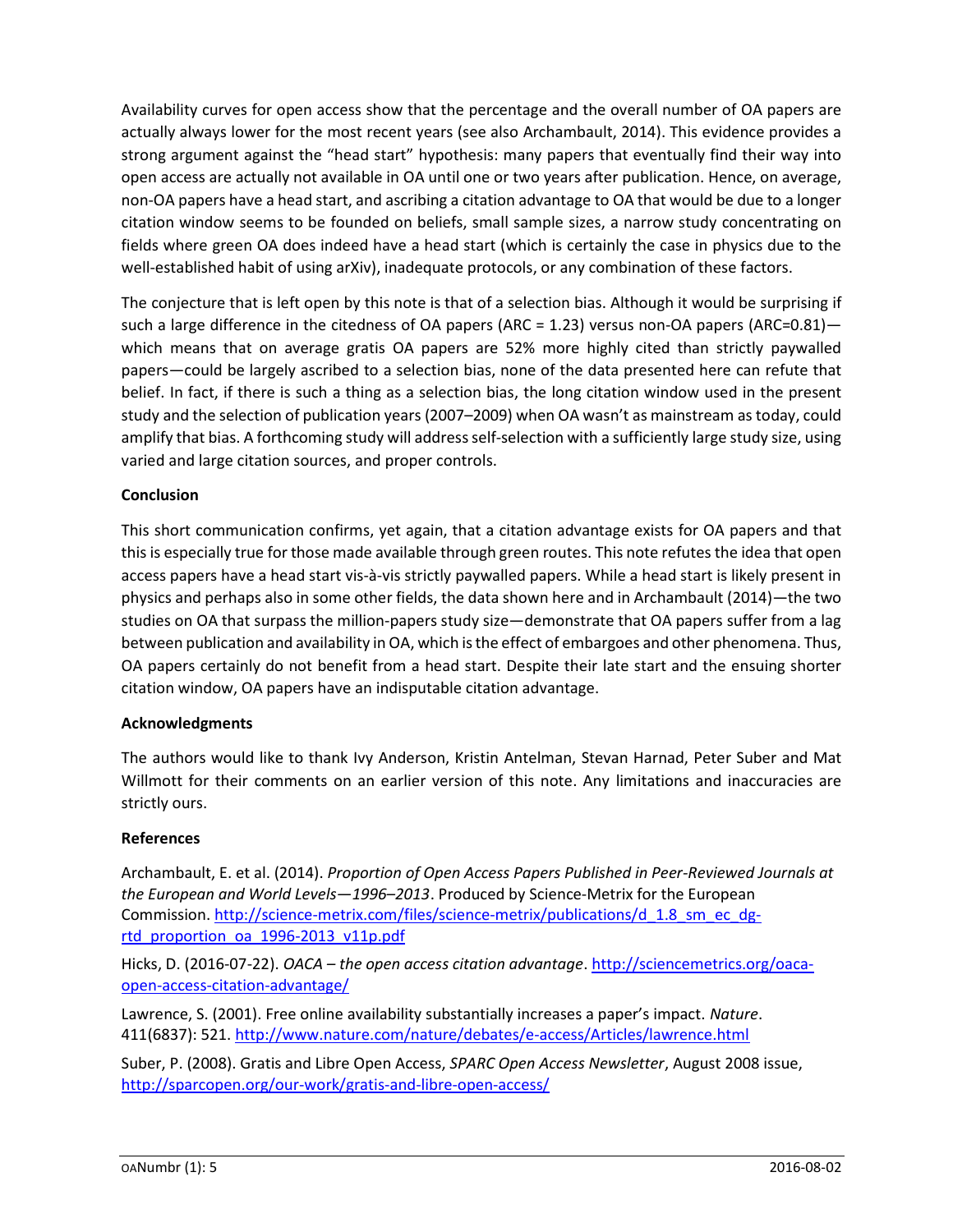Availability curves for open access show that the percentage and the overall number of OA papers are actually always lower for the most recent years (see also Archambault, 2014). This evidence provides a strong argument against the "head start" hypothesis: many papers that eventually find their way into open access are actually not available in OA until one or two years after publication. Hence, on average, non-OA papers have a head start, and ascribing a citation advantage to OA that would be due to a longer citation window seems to be founded on beliefs, small sample sizes, a narrow study concentrating on fields where green OA does indeed have a head start (which is certainly the case in physics due to the well-established habit of using arXiv), inadequate protocols, or any combination of these factors.

The conjecture that is left open by this note is that of a selection bias. Although it would be surprising if such a large difference in the citedness of OA papers (ARC = 1.23) versus non-OA papers (ARC=0.81)—which means that on average gratis OA papers are 52% more highly cited than strictly paywalled papers—could be largely ascribed to a selection bias, none of the data presented here can refute that belief. In fact, if there is such a thing as a selection bias, the long citation window used in the present study and the selection of publication years (2007–2009) when OA wasn't as mainstream as today, could amplify that bias. A forthcoming study will address self-selection with a sufficiently large study size, using varied and large citation sources, and proper controls.

**Conclusion**

This short communication confirms, yet again, that a citation advantage exists for OA papers and that this is especially true for those made available through green routes. This note refutes the idea that open access papers have a head start vis-à-vis strictly paywalled papers. While a head start is likely present in physics and perhaps also in some other fields, the data shown here and in Archambault (2014)—the two studies on OA that surpass the million-papers study size—demonstrate that OA papers suffer from a lag between publication and availability in OA, which is the effect of embargoes and other phenomena. Thus, OA papers certainly do not benefit from a head start. Despite their late start and the ensuing shorter citation window, OA papers have an indisputable citation advantage.

**Acknowledgments**

The authors would like to thank Ivy Anderson, Kristin Antelman, Stevan Harnad, Peter Suber and Mat Willmott for their comments on an earlier version of this note. Any limitations and inaccuracies are strictly ours.

**References**

Archambault, E. et al. (2014). *Proportion of Open Access Papers Published in Peer-Reviewed Journals at the European and World Levels—1996–2013*. Produced by Science-Metrix for the European Commission. http://science-metrix.com/files/science-metrix/publications/d_1.8_sm_ec_dg-rtd_proportion_oa_1996-2013_v11p.pdf

Hicks, D. (2016-07-22). *OACA – the open access citation advantage*. http://sciencemetrics.org/oaca-open-access-citation-advantage/

Lawrence, S. (2001). Free online availability substantially increases a paper's impact. *Nature*. 411(6837): 521. http://www.nature.com/nature/debates/e-access/Articles/lawrence.html

Suber, P. (2008). Gratis and Libre Open Access, *SPARC Open Access Newsletter*, August 2008 issue, http://sparcopen.org/our-work/gratis-and-libre-open-access/